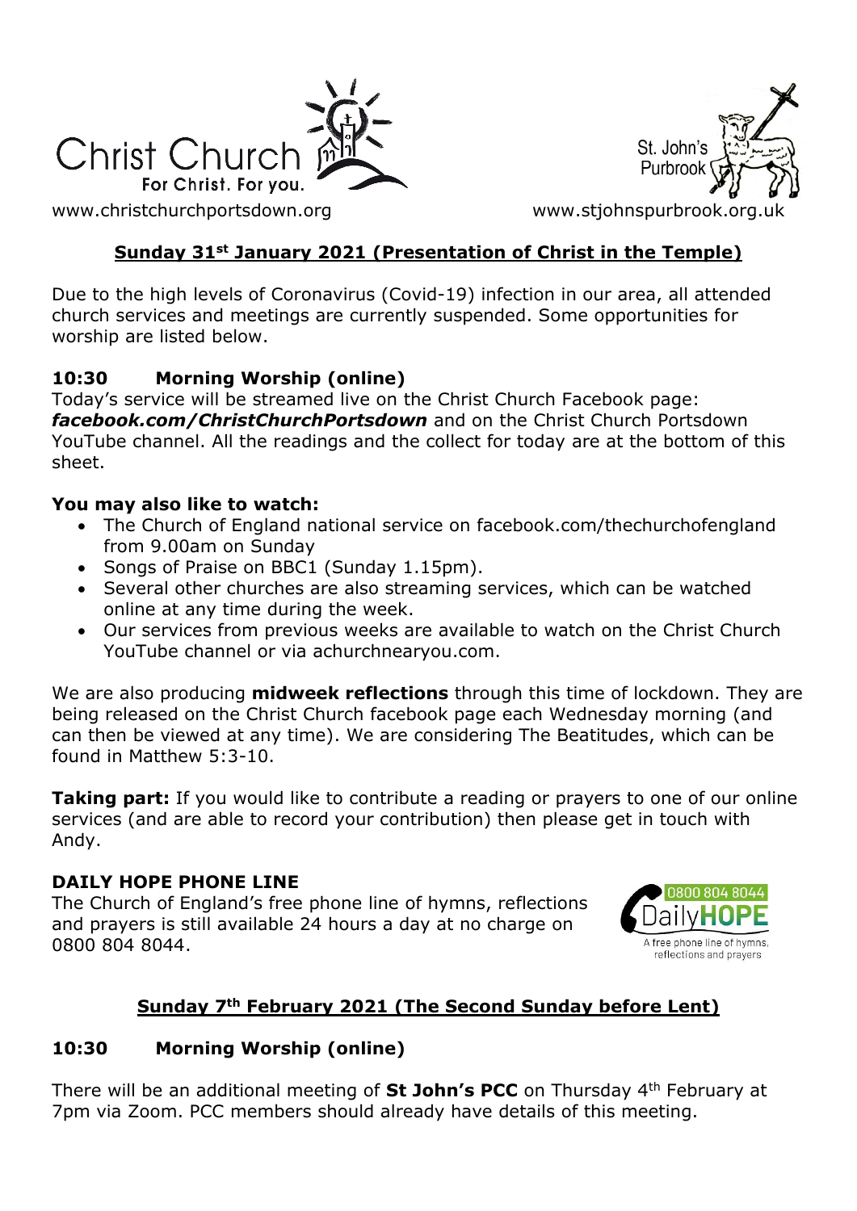Christ Church
For Christ. For you.

St. John's Purbrook

www.christchurchportsdown.org www.stjohnspurbrook.org.uk

## Sunday 31st January 2021 (Presentation of Christ in the Temple)

Due to the high levels of Coronavirus (Covid-19) infection in our area, all attended church services and meetings are currently suspended. Some opportunities for worship are listed below.

### 10:30 Morning Worship (online)

Today's service will be streamed live on the Christ Church Facebook page: ***facebook.com/ChristChurchPortsdown*** and on the Christ Church Portsdown YouTube channel. All the readings and the collect for today are at the bottom of this sheet.

**You may also like to watch:**

- The Church of England national service on facebook.com/thechurchofengland from 9.00am on Sunday
- Songs of Praise on BBC1 (Sunday 1.15pm).
- Several other churches are also streaming services, which can be watched online at any time during the week.
- Our services from previous weeks are available to watch on the Christ Church YouTube channel or via achurchnearyou.com.

We are also producing **midweek reflections** through this time of lockdown. They are being released on the Christ Church facebook page each Wednesday morning (and can then be viewed at any time). We are considering The Beatitudes, which can be found in Matthew 5:3-10.

**Taking part:** If you would like to contribute a reading or prayers to one of our online services (and are able to record your contribution) then please get in touch with Andy.

### DAILY HOPE PHONE LINE

The Church of England's free phone line of hymns, reflections and prayers is still available 24 hours a day at no charge on 0800 804 8044.

0800 804 8044 DailyHOPE A free phone line of hymns, reflections and prayers

## Sunday 7th February 2021 (The Second Sunday before Lent)

### 10:30 Morning Worship (online)

There will be an additional meeting of **St John's PCC** on Thursday 4th February at 7pm via Zoom. PCC members should already have details of this meeting.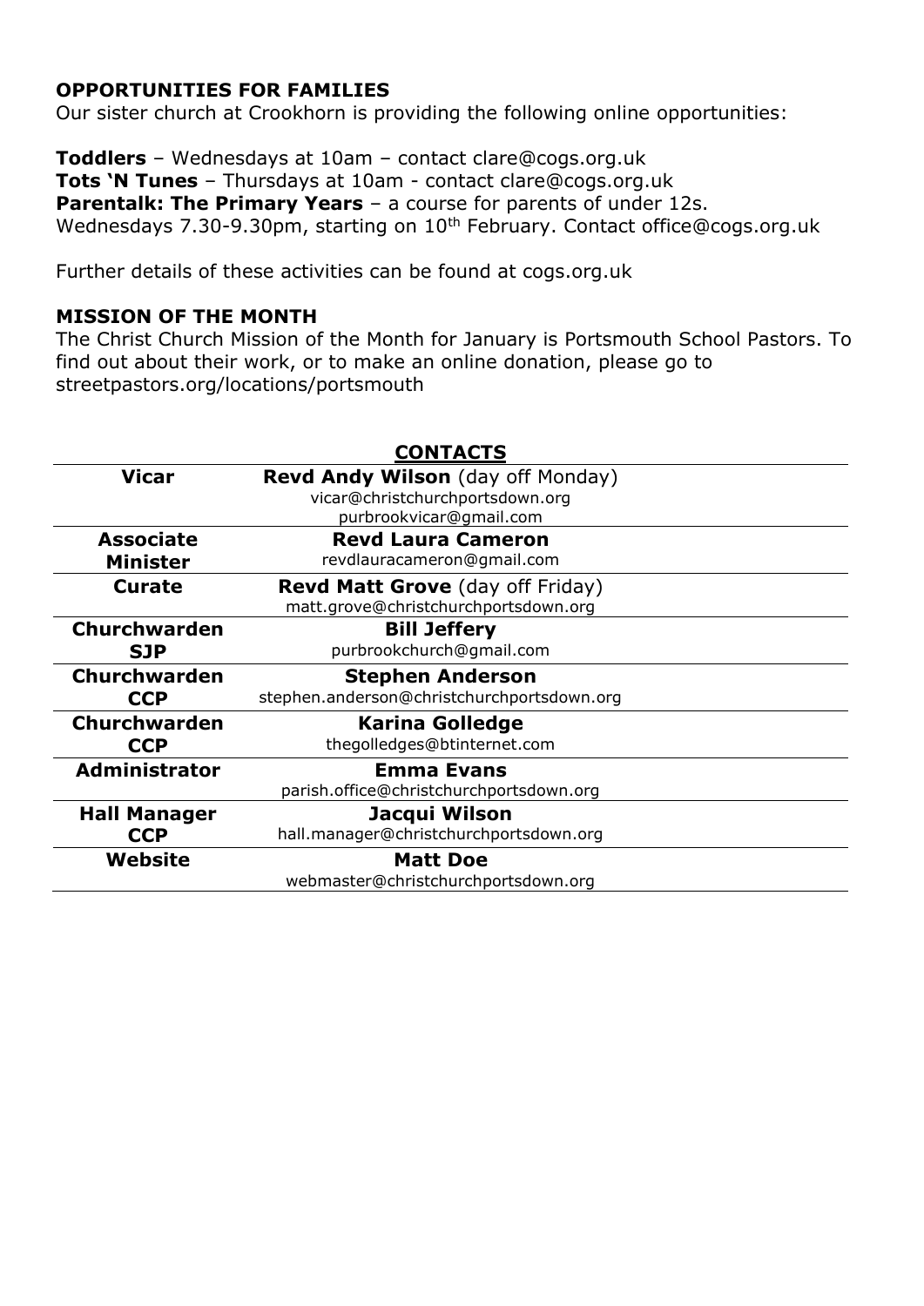## OPPORTUNITIES FOR FAMILIES

Our sister church at Crookhorn is providing the following online opportunities:

**Toddlers** – Wednesdays at 10am – contact clare@cogs.org.uk
**Tots 'N Tunes** – Thursdays at 10am - contact clare@cogs.org.uk
**Parentalk: The Primary Years** – a course for parents of under 12s.
Wednesdays 7.30-9.30pm, starting on 10th February. Contact office@cogs.org.uk

Further details of these activities can be found at cogs.org.uk

## MISSION OF THE MONTH

The Christ Church Mission of the Month for January is Portsmouth School Pastors. To find out about their work, or to make an online donation, please go to streetpastors.org/locations/portsmouth

## CONTACTS

| | |
|---|---|
| **Vicar** | **Revd Andy Wilson** (day off Monday)<br>vicar@christchurchportsdown.org<br>purbrookvicar@gmail.com |
| **Associate Minister** | **Revd Laura Cameron**<br>revdlauracameron@gmail.com |
| **Curate** | **Revd Matt Grove** (day off Friday)<br>matt.grove@christchurchportsdown.org |
| **Churchwarden SJP** | **Bill Jeffery**<br>purbrookchurch@gmail.com |
| **Churchwarden CCP** | **Stephen Anderson**<br>stephen.anderson@christchurchportsdown.org |
| **Churchwarden CCP** | **Karina Golledge**<br>thegolledges@btinternet.com |
| **Administrator** | **Emma Evans**<br>parish.office@christchurchportsdown.org |
| **Hall Manager CCP** | **Jacqui Wilson**<br>hall.manager@christchurchportsdown.org |
| **Website** | **Matt Doe**<br>webmaster@christchurchportsdown.org |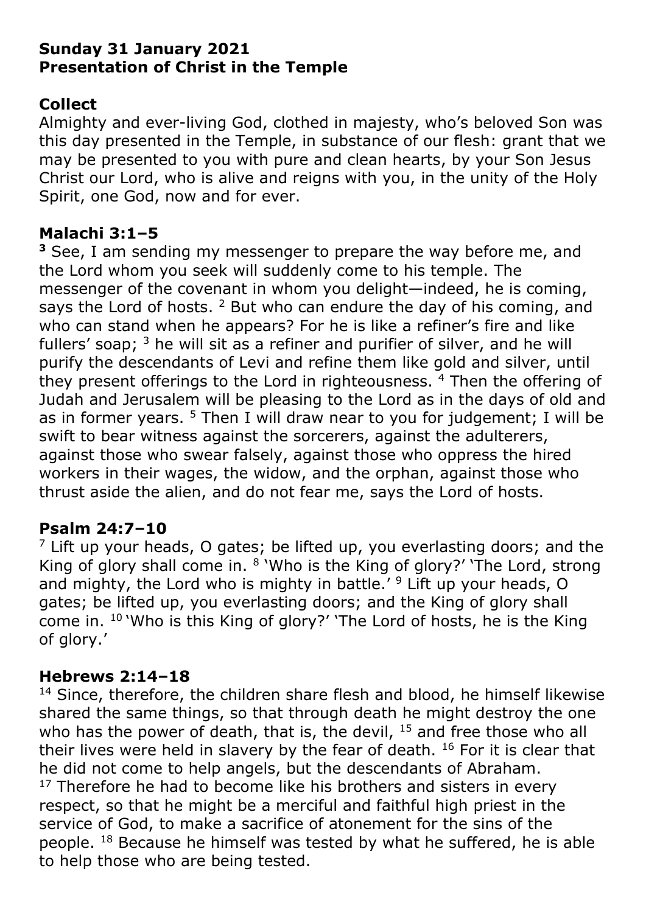**Sunday 31 January 2021**
**Presentation of Christ in the Temple**

## Collect

Almighty and ever-living God, clothed in majesty, who's beloved Son was this day presented in the Temple, in substance of our flesh: grant that we may be presented to you with pure and clean hearts, by your Son Jesus Christ our Lord, who is alive and reigns with you, in the unity of the Holy Spirit, one God, now and for ever.

## Malachi 3:1–5

**3** See, I am sending my messenger to prepare the way before me, and the Lord whom you seek will suddenly come to his temple. The messenger of the covenant in whom you delight—indeed, he is coming, says the Lord of hosts. 2 But who can endure the day of his coming, and who can stand when he appears? For he is like a refiner's fire and like fullers' soap; 3 he will sit as a refiner and purifier of silver, and he will purify the descendants of Levi and refine them like gold and silver, until they present offerings to the Lord in righteousness. 4 Then the offering of Judah and Jerusalem will be pleasing to the Lord as in the days of old and as in former years. 5 Then I will draw near to you for judgement; I will be swift to bear witness against the sorcerers, against the adulterers, against those who swear falsely, against those who oppress the hired workers in their wages, the widow, and the orphan, against those who thrust aside the alien, and do not fear me, says the Lord of hosts.

## Psalm 24:7–10

7 Lift up your heads, O gates; be lifted up, you everlasting doors; and the King of glory shall come in. 8 'Who is the King of glory?' 'The Lord, strong and mighty, the Lord who is mighty in battle.' 9 Lift up your heads, O gates; be lifted up, you everlasting doors; and the King of glory shall come in. 10 'Who is this King of glory?' 'The Lord of hosts, he is the King of glory.'

## Hebrews 2:14–18

14 Since, therefore, the children share flesh and blood, he himself likewise shared the same things, so that through death he might destroy the one who has the power of death, that is, the devil, 15 and free those who all their lives were held in slavery by the fear of death. 16 For it is clear that he did not come to help angels, but the descendants of Abraham. 17 Therefore he had to become like his brothers and sisters in every respect, so that he might be a merciful and faithful high priest in the service of God, to make a sacrifice of atonement for the sins of the people. 18 Because he himself was tested by what he suffered, he is able to help those who are being tested.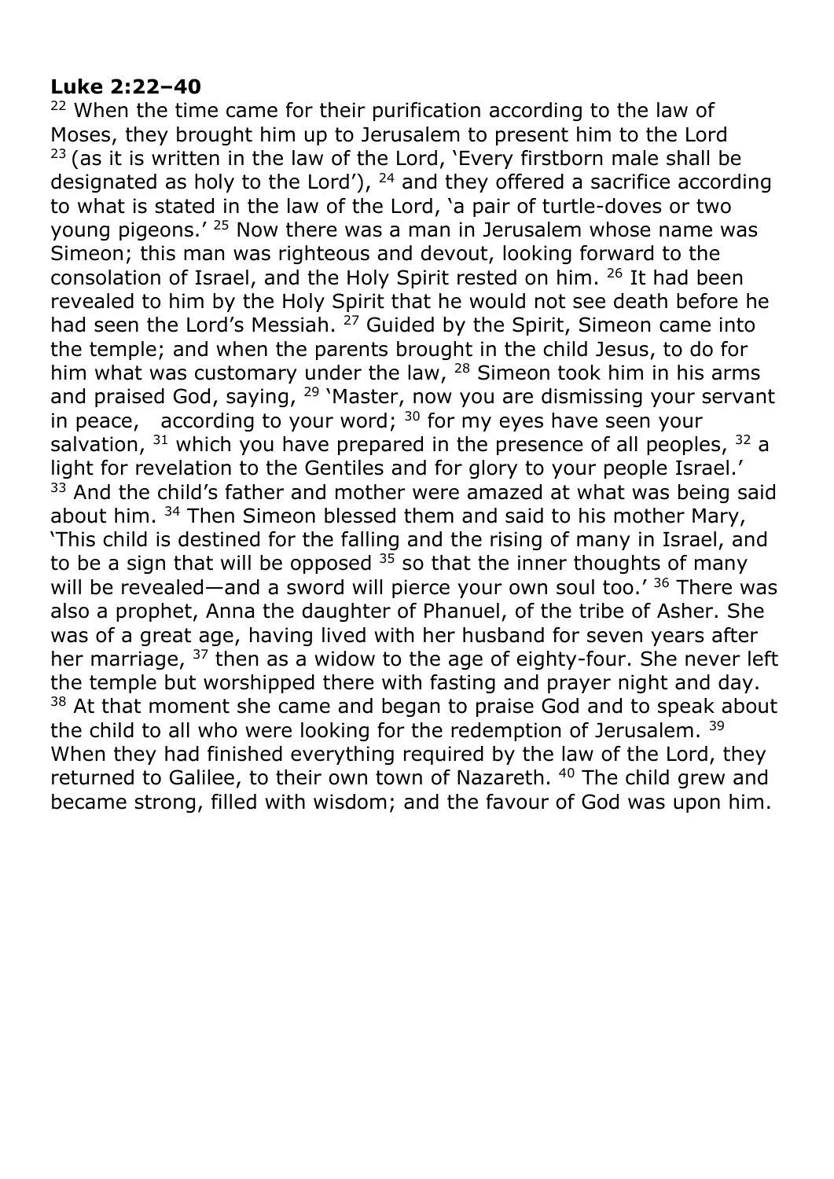**Luke 2:22–40**

[22] When the time came for their purification according to the law of Moses, they brought him up to Jerusalem to present him to the Lord [23] (as it is written in the law of the Lord, 'Every firstborn male shall be designated as holy to the Lord'), [24] and they offered a sacrifice according to what is stated in the law of the Lord, 'a pair of turtle-doves or two young pigeons.' [25] Now there was a man in Jerusalem whose name was Simeon; this man was righteous and devout, looking forward to the consolation of Israel, and the Holy Spirit rested on him. [26] It had been revealed to him by the Holy Spirit that he would not see death before he had seen the Lord's Messiah. [27] Guided by the Spirit, Simeon came into the temple; and when the parents brought in the child Jesus, to do for him what was customary under the law, [28] Simeon took him in his arms and praised God, saying, [29] 'Master, now you are dismissing your servant in peace, according to your word; [30] for my eyes have seen your salvation, [31] which you have prepared in the presence of all peoples, [32] a light for revelation to the Gentiles and for glory to your people Israel.' [33] And the child's father and mother were amazed at what was being said about him. [34] Then Simeon blessed them and said to his mother Mary, 'This child is destined for the falling and the rising of many in Israel, and to be a sign that will be opposed [35] so that the inner thoughts of many will be revealed—and a sword will pierce your own soul too.' [36] There was also a prophet, Anna the daughter of Phanuel, of the tribe of Asher. She was of a great age, having lived with her husband for seven years after her marriage, [37] then as a widow to the age of eighty-four. She never left the temple but worshipped there with fasting and prayer night and day. [38] At that moment she came and began to praise God and to speak about the child to all who were looking for the redemption of Jerusalem. [39] When they had finished everything required by the law of the Lord, they returned to Galilee, to their own town of Nazareth. [40] The child grew and became strong, filled with wisdom; and the favour of God was upon him.